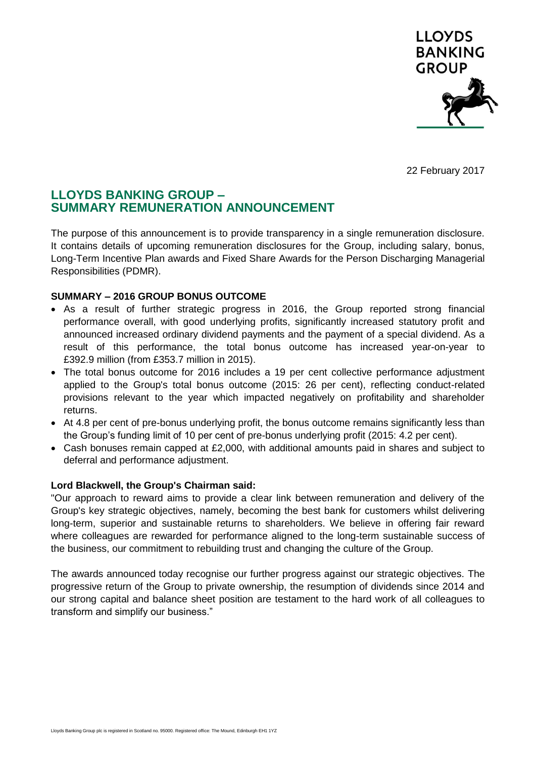22 February 2017

# LLOYDS BANKING GROUP – SUMMARY REMUNERATION ANNOUNCEMENT

The purpose of this announcement is to provide transparency in a single remuneration disclosure. It contains details of upcoming remuneration disclosures for the Group, including salary, bonus, Long-Term Incentive Plan awards and Fixed Share Awards for the Person Discharging Managerial Responsibilities (PDMR).

## SUMMARY – 2016 GROUP BONUS OUTCOME

- As a result of further strategic progress in 2016, the Group reported strong financial performance overall, with good underlying profits, significantly increased statutory profit and announced increased ordinary dividend payments and the payment of a special dividend. As a result of this performance, the total bonus outcome has increased year-on-year to £392.9 million (from £353.7 million in 2015).
- The total bonus outcome for 2016 includes a 19 per cent collective performance adjustment applied to the Group's total bonus outcome (2015: 26 per cent), reflecting conduct-related provisions relevant to the year which impacted negatively on profitability and shareholder returns.
- At 4.8 per cent of pre-bonus underlying profit, the bonus outcome remains significantly less than the Group's funding limit of 10 per cent of pre-bonus underlying profit (2015: 4.2 per cent).
- Cash bonuses remain capped at £2,000, with additional amounts paid in shares and subject to deferral and performance adjustment.

**Lord Blackwell, the Group's Chairman said:**

"Our approach to reward aims to provide a clear link between remuneration and delivery of the Group's key strategic objectives, namely, becoming the best bank for customers whilst delivering long-term, superior and sustainable returns to shareholders. We believe in offering fair reward where colleagues are rewarded for performance aligned to the long-term sustainable success of the business, our commitment to rebuilding trust and changing the culture of the Group.

The awards announced today recognise our further progress against our strategic objectives. The progressive return of the Group to private ownership, the resumption of dividends since 2014 and our strong capital and balance sheet position are testament to the hard work of all colleagues to transform and simplify our business."

Lloyds Banking Group plc is registered in Scotland no. 95000. Registered office: The Mound, Edinburgh EH1 1YZ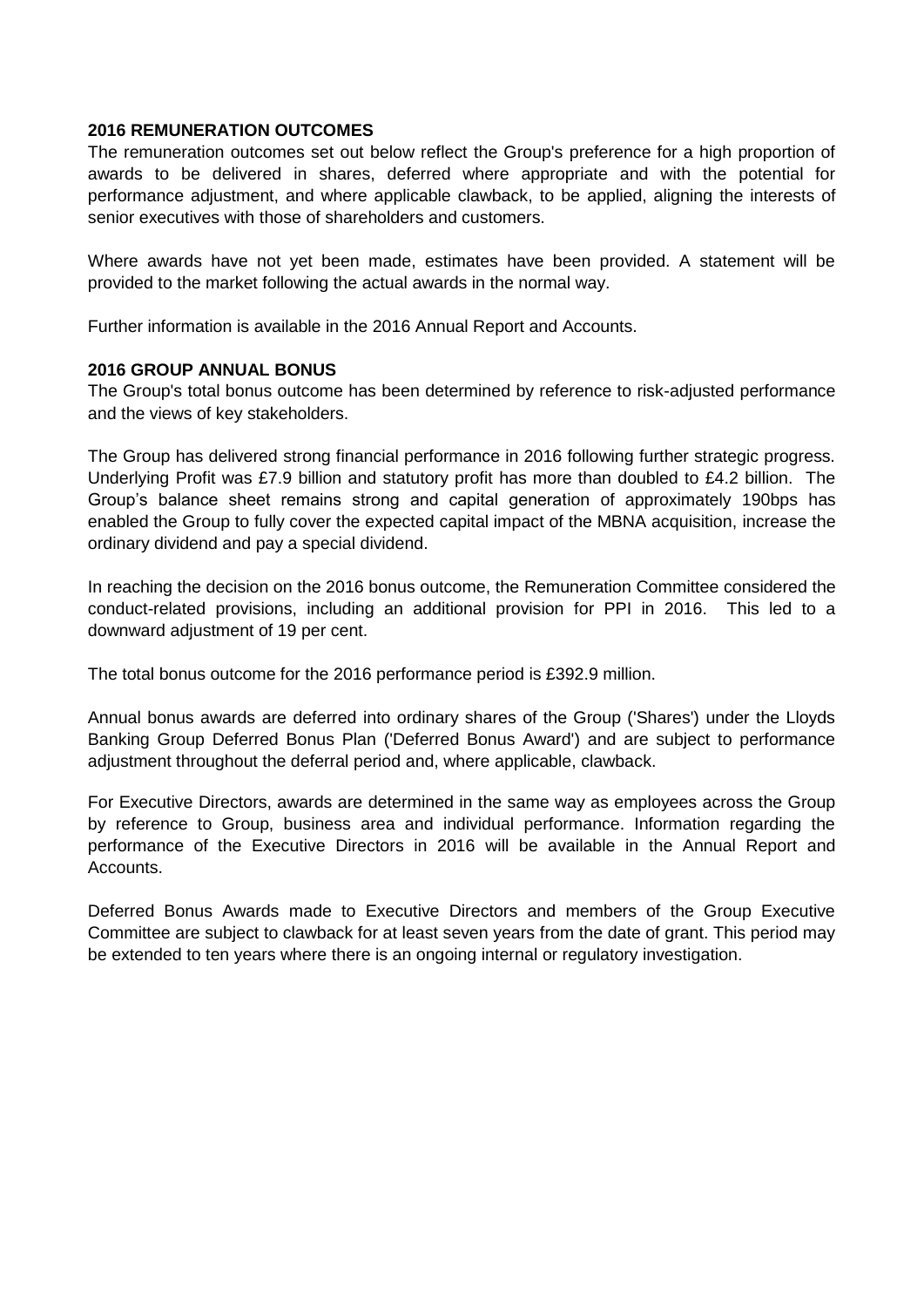## 2016 REMUNERATION OUTCOMES

The remuneration outcomes set out below reflect the Group's preference for a high proportion of awards to be delivered in shares, deferred where appropriate and with the potential for performance adjustment, and where applicable clawback, to be applied, aligning the interests of senior executives with those of shareholders and customers.

Where awards have not yet been made, estimates have been provided. A statement will be provided to the market following the actual awards in the normal way.

Further information is available in the 2016 Annual Report and Accounts.

## 2016 GROUP ANNUAL BONUS

The Group's total bonus outcome has been determined by reference to risk-adjusted performance and the views of key stakeholders.

The Group has delivered strong financial performance in 2016 following further strategic progress. Underlying Profit was £7.9 billion and statutory profit has more than doubled to £4.2 billion. The Group's balance sheet remains strong and capital generation of approximately 190bps has enabled the Group to fully cover the expected capital impact of the MBNA acquisition, increase the ordinary dividend and pay a special dividend.

In reaching the decision on the 2016 bonus outcome, the Remuneration Committee considered the conduct-related provisions, including an additional provision for PPI in 2016. This led to a downward adjustment of 19 per cent.

The total bonus outcome for the 2016 performance period is £392.9 million.

Annual bonus awards are deferred into ordinary shares of the Group ('Shares') under the Lloyds Banking Group Deferred Bonus Plan ('Deferred Bonus Award') and are subject to performance adjustment throughout the deferral period and, where applicable, clawback.

For Executive Directors, awards are determined in the same way as employees across the Group by reference to Group, business area and individual performance. Information regarding the performance of the Executive Directors in 2016 will be available in the Annual Report and Accounts.

Deferred Bonus Awards made to Executive Directors and members of the Group Executive Committee are subject to clawback for at least seven years from the date of grant. This period may be extended to ten years where there is an ongoing internal or regulatory investigation.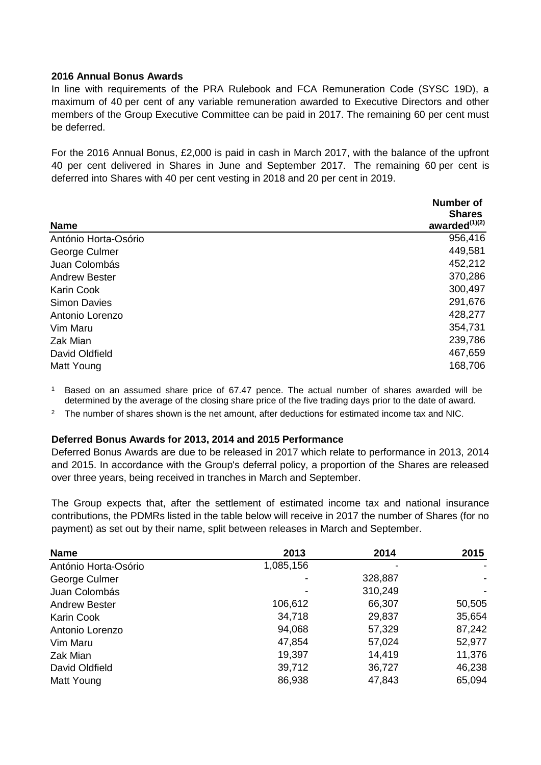**2016 Annual Bonus Awards**

In line with requirements of the PRA Rulebook and FCA Remuneration Code (SYSC 19D), a maximum of 40 per cent of any variable remuneration awarded to Executive Directors and other members of the Group Executive Committee can be paid in 2017. The remaining 60 per cent must be deferred.

For the 2016 Annual Bonus, £2,000 is paid in cash in March 2017, with the balance of the upfront 40 per cent delivered in Shares in June and September 2017. The remaining 60 per cent is deferred into Shares with 40 per cent vesting in 2018 and 20 per cent in 2019.

| Name | Number of Shares awarded[(1)(2)] |
|---|---:|
| António Horta-Osório | 956,416 |
| George Culmer | 449,581 |
| Juan Colombás | 452,212 |
| Andrew Bester | 370,286 |
| Karin Cook | 300,497 |
| Simon Davies | 291,676 |
| Antonio Lorenzo | 428,277 |
| Vim Maru | 354,731 |
| Zak Mian | 239,786 |
| David Oldfield | 467,659 |
| Matt Young | 168,706 |

[1] Based on an assumed share price of 67.47 pence. The actual number of shares awarded will be determined by the average of the closing share price of the five trading days prior to the date of award.

[2] The number of shares shown is the net amount, after deductions for estimated income tax and NIC.

**Deferred Bonus Awards for 2013, 2014 and 2015 Performance**

Deferred Bonus Awards are due to be released in 2017 which relate to performance in 2013, 2014 and 2015. In accordance with the Group's deferral policy, a proportion of the Shares are released over three years, being received in tranches in March and September.

The Group expects that, after the settlement of estimated income tax and national insurance contributions, the PDMRs listed in the table below will receive in 2017 the number of Shares (for no payment) as set out by their name, split between releases in March and September.

| Name | 2013 | 2014 | 2015 |
|---|---:|---:|---:|
| António Horta-Osório | 1,085,156 | - | - |
| George Culmer | - | 328,887 | - |
| Juan Colombás | - | 310,249 | - |
| Andrew Bester | 106,612 | 66,307 | 50,505 |
| Karin Cook | 34,718 | 29,837 | 35,654 |
| Antonio Lorenzo | 94,068 | 57,329 | 87,242 |
| Vim Maru | 47,854 | 57,024 | 52,977 |
| Zak Mian | 19,397 | 14,419 | 11,376 |
| David Oldfield | 39,712 | 36,727 | 46,238 |
| Matt Young | 86,938 | 47,843 | 65,094 |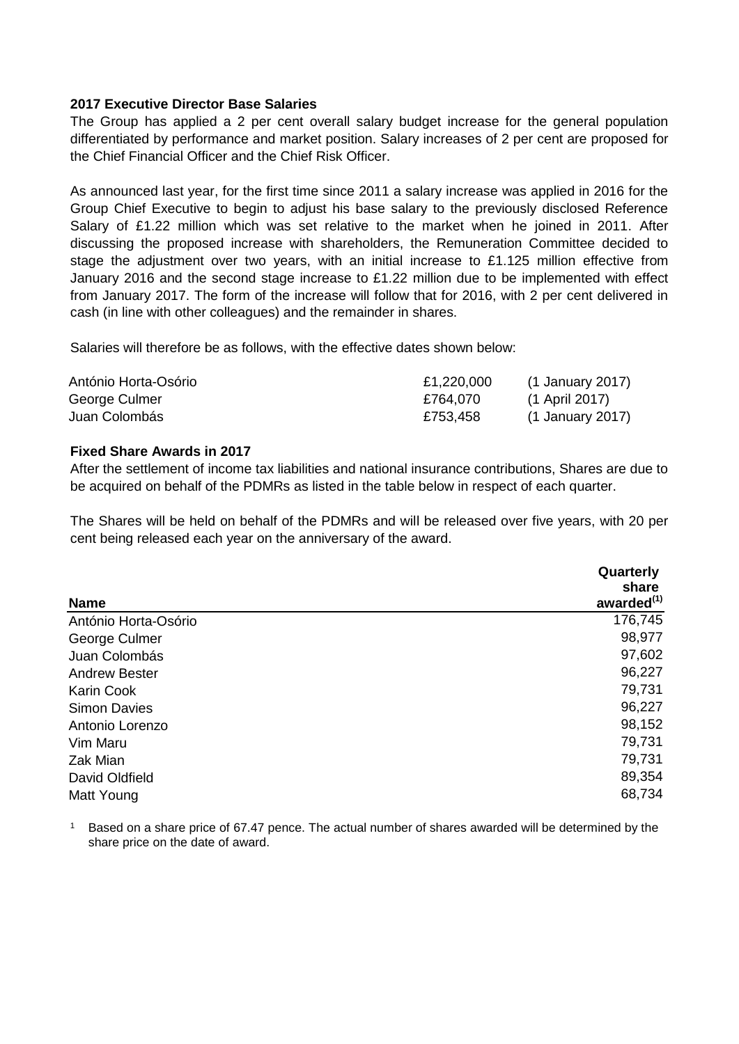**2017 Executive Director Base Salaries**

The Group has applied a 2 per cent overall salary budget increase for the general population differentiated by performance and market position. Salary increases of 2 per cent are proposed for the Chief Financial Officer and the Chief Risk Officer.

As announced last year, for the first time since 2011 a salary increase was applied in 2016 for the Group Chief Executive to begin to adjust his base salary to the previously disclosed Reference Salary of £1.22 million which was set relative to the market when he joined in 2011. After discussing the proposed increase with shareholders, the Remuneration Committee decided to stage the adjustment over two years, with an initial increase to £1.125 million effective from January 2016 and the second stage increase to £1.22 million due to be implemented with effect from January 2017. The form of the increase will follow that for 2016, with 2 per cent delivered in cash (in line with other colleagues) and the remainder in shares.

Salaries will therefore be as follows, with the effective dates shown below:

| | | |
|---|---|---|
| António Horta-Osório | £1,220,000 | (1 January 2017) |
| George Culmer | £764,070 | (1 April 2017) |
| Juan Colombás | £753,458 | (1 January 2017) |

**Fixed Share Awards in 2017**

After the settlement of income tax liabilities and national insurance contributions, Shares are due to be acquired on behalf of the PDMRs as listed in the table below in respect of each quarter.

The Shares will be held on behalf of the PDMRs and will be released over five years, with 20 per cent being released each year on the anniversary of the award.

| Name | Quarterly share awarded[1] |
|---|---|
| António Horta-Osório | 176,745 |
| George Culmer | 98,977 |
| Juan Colombás | 97,602 |
| Andrew Bester | 96,227 |
| Karin Cook | 79,731 |
| Simon Davies | 96,227 |
| Antonio Lorenzo | 98,152 |
| Vim Maru | 79,731 |
| Zak Mian | 79,731 |
| David Oldfield | 89,354 |
| Matt Young | 68,734 |

1 Based on a share price of 67.47 pence. The actual number of shares awarded will be determined by the share price on the date of award.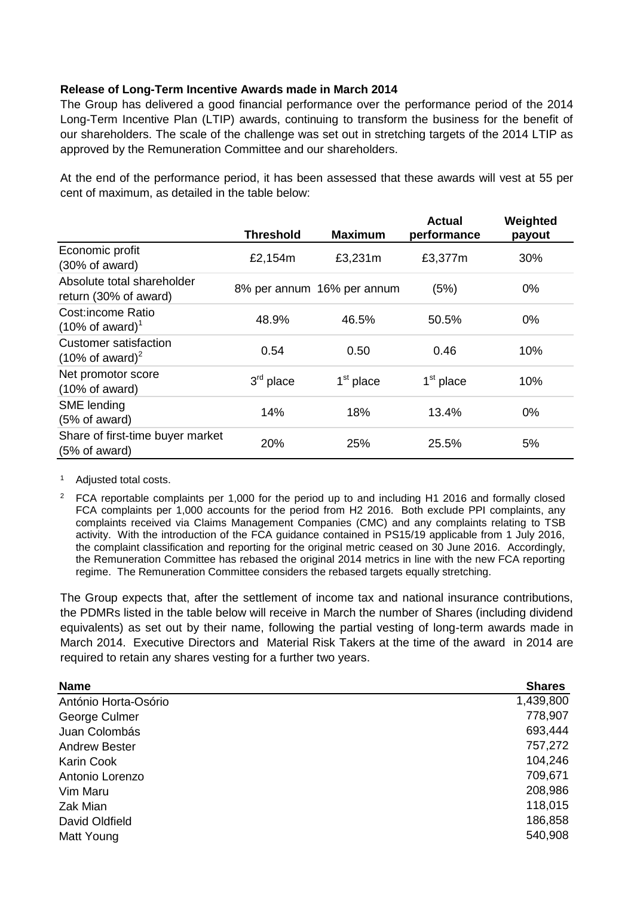**Release of Long-Term Incentive Awards made in March 2014**

The Group has delivered a good financial performance over the performance period of the 2014 Long-Term Incentive Plan (LTIP) awards, continuing to transform the business for the benefit of our shareholders. The scale of the challenge was set out in stretching targets of the 2014 LTIP as approved by the Remuneration Committee and our shareholders.

At the end of the performance period, it has been assessed that these awards will vest at 55 per cent of maximum, as detailed in the table below:

| | Threshold | Maximum | Actual performance | Weighted payout |
|---|---|---|---|---|
| Economic profit (30% of award) | £2,154m | £3,231m | £3,377m | 30% |
| Absolute total shareholder return (30% of award) | 8% per annum | 16% per annum | (5%) | 0% |
| Cost:income Ratio (10% of award)[1] | 48.9% | 46.5% | 50.5% | 0% |
| Customer satisfaction (10% of award)[2] | 0.54 | 0.50 | 0.46 | 10% |
| Net promotor score (10% of award) | 3rd place | 1st place | 1st place | 10% |
| SME lending (5% of award) | 14% | 18% | 13.4% | 0% |
| Share of first-time buyer market (5% of award) | 20% | 25% | 25.5% | 5% |

[1] Adjusted total costs.

[2] FCA reportable complaints per 1,000 for the period up to and including H1 2016 and formally closed FCA complaints per 1,000 accounts for the period from H2 2016. Both exclude PPI complaints, any complaints received via Claims Management Companies (CMC) and any complaints relating to TSB activity. With the introduction of the FCA guidance contained in PS15/19 applicable from 1 July 2016, the complaint classification and reporting for the original metric ceased on 30 June 2016. Accordingly, the Remuneration Committee has rebased the original 2014 metrics in line with the new FCA reporting regime. The Remuneration Committee considers the rebased targets equally stretching.

The Group expects that, after the settlement of income tax and national insurance contributions, the PDMRs listed in the table below will receive in March the number of Shares (including dividend equivalents) as set out by their name, following the partial vesting of long-term awards made in March 2014. Executive Directors and Material Risk Takers at the time of the award in 2014 are required to retain any shares vesting for a further two years.

| Name | Shares |
|---|---|
| António Horta-Osório | 1,439,800 |
| George Culmer | 778,907 |
| Juan Colombás | 693,444 |
| Andrew Bester | 757,272 |
| Karin Cook | 104,246 |
| Antonio Lorenzo | 709,671 |
| Vim Maru | 208,986 |
| Zak Mian | 118,015 |
| David Oldfield | 186,858 |
| Matt Young | 540,908 |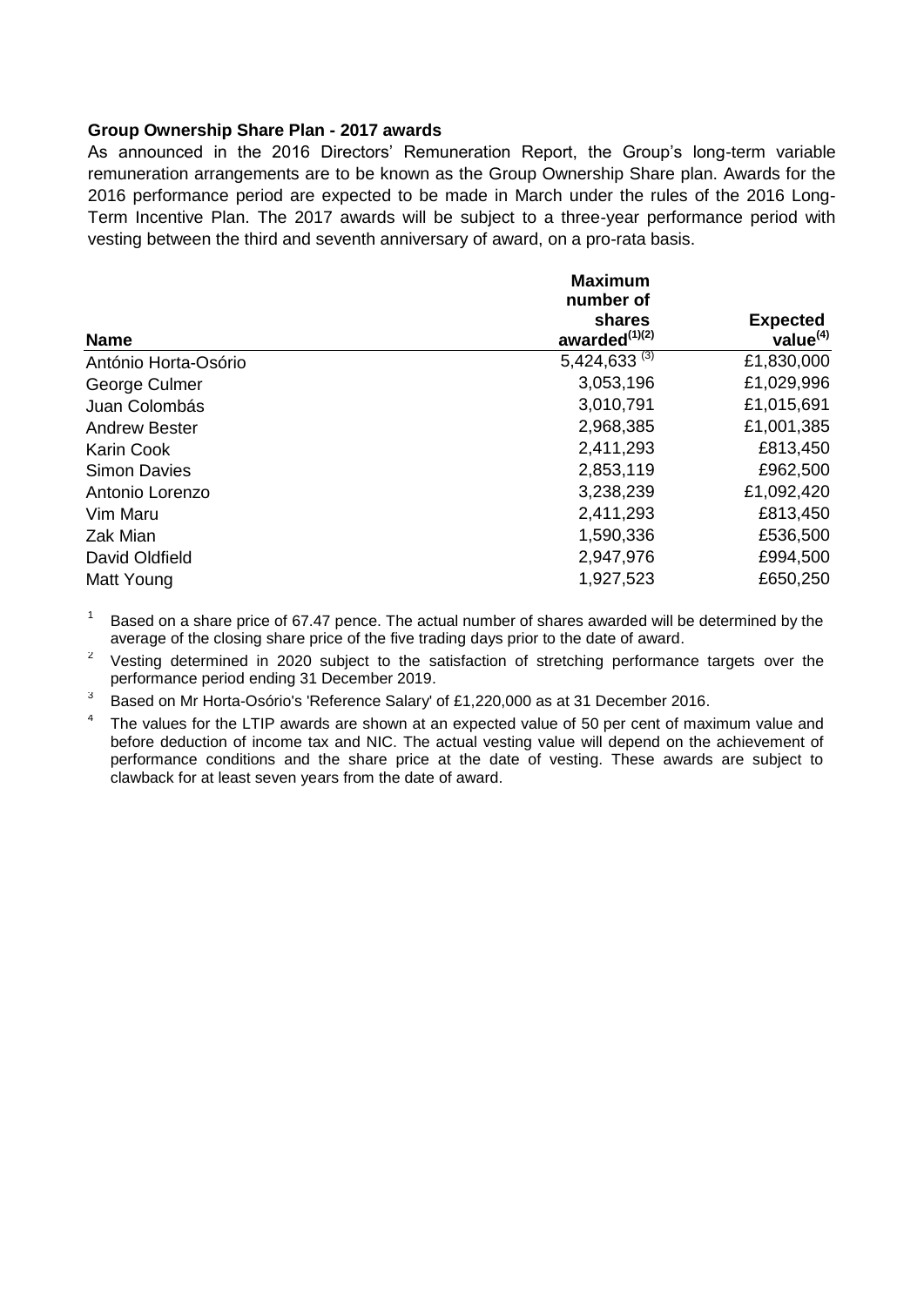**Group Ownership Share Plan - 2017 awards**

As announced in the 2016 Directors' Remuneration Report, the Group's long-term variable remuneration arrangements are to be known as the Group Ownership Share plan. Awards for the 2016 performance period are expected to be made in March under the rules of the 2016 Long-Term Incentive Plan. The 2017 awards will be subject to a three-year performance period with vesting between the third and seventh anniversary of award, on a pro-rata basis.

| Name | Maximum number of shares awarded[(1)(2)] | Expected value[(4)] |
|---|---:|---:|
| António Horta-Osório | 5,424,633 [(3)] | £1,830,000 |
| George Culmer | 3,053,196 | £1,029,996 |
| Juan Colombás | 3,010,791 | £1,015,691 |
| Andrew Bester | 2,968,385 | £1,001,385 |
| Karin Cook | 2,411,293 | £813,450 |
| Simon Davies | 2,853,119 | £962,500 |
| Antonio Lorenzo | 3,238,239 | £1,092,420 |
| Vim Maru | 2,411,293 | £813,450 |
| Zak Mian | 1,590,336 | £536,500 |
| David Oldfield | 2,947,976 | £994,500 |
| Matt Young | 1,927,523 | £650,250 |

[1] Based on a share price of 67.47 pence. The actual number of shares awarded will be determined by the average of the closing share price of the five trading days prior to the date of award.

[2] Vesting determined in 2020 subject to the satisfaction of stretching performance targets over the performance period ending 31 December 2019.

[3] Based on Mr Horta-Osório's 'Reference Salary' of £1,220,000 as at 31 December 2016.

[4] The values for the LTIP awards are shown at an expected value of 50 per cent of maximum value and before deduction of income tax and NIC. The actual vesting value will depend on the achievement of performance conditions and the share price at the date of vesting. These awards are subject to clawback for at least seven years from the date of award.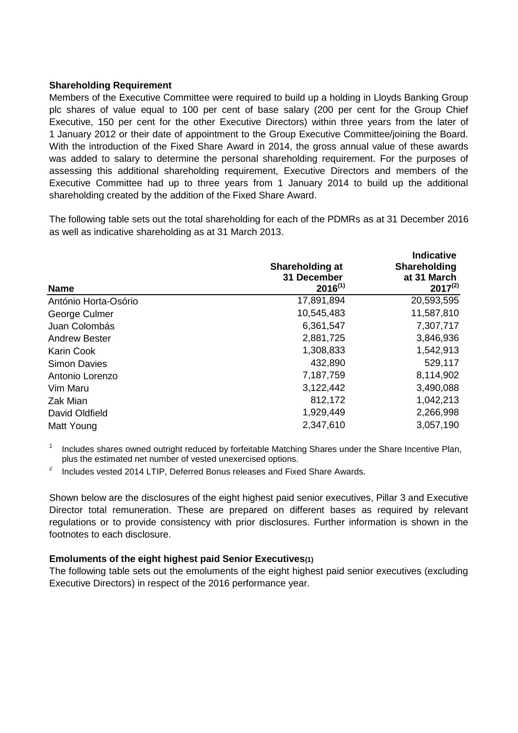**Shareholding Requirement**

Members of the Executive Committee were required to build up a holding in Lloyds Banking Group plc shares of value equal to 100 per cent of base salary (200 per cent for the Group Chief Executive, 150 per cent for the other Executive Directors) within three years from the later of 1 January 2012 or their date of appointment to the Group Executive Committee/joining the Board. With the introduction of the Fixed Share Award in 2014, the gross annual value of these awards was added to salary to determine the personal shareholding requirement. For the purposes of assessing this additional shareholding requirement, Executive Directors and members of the Executive Committee had up to three years from 1 January 2014 to build up the additional shareholding created by the addition of the Fixed Share Award.

The following table sets out the total shareholding for each of the PDMRs as at 31 December 2016 as well as indicative shareholding as at 31 March 2013.

| Name | Shareholding at 31 December 2016[(1)] | Indicative Shareholding at 31 March 2017[(2)] |
|---|---|---|
| António Horta-Osório | 17,891,894 | 20,593,595 |
| George Culmer | 10,545,483 | 11,587,810 |
| Juan Colombás | 6,361,547 | 7,307,717 |
| Andrew Bester | 2,881,725 | 3,846,936 |
| Karin Cook | 1,308,833 | 1,542,913 |
| Simon Davies | 432,890 | 529,117 |
| Antonio Lorenzo | 7,187,759 | 8,114,902 |
| Vim Maru | 3,122,442 | 3,490,088 |
| Zak Mian | 812,172 | 1,042,213 |
| David Oldfield | 1,929,449 | 2,266,998 |
| Matt Young | 2,347,610 | 3,057,190 |

1 Includes shares owned outright reduced by forfeitable Matching Shares under the Share Incentive Plan, plus the estimated net number of vested unexercised options.

2 Includes vested 2014 LTIP, Deferred Bonus releases and Fixed Share Awards.

Shown below are the disclosures of the eight highest paid senior executives, Pillar 3 and Executive Director total remuneration. These are prepared on different bases as required by relevant regulations or to provide consistency with prior disclosures. Further information is shown in the footnotes to each disclosure.

**Emoluments of the eight highest paid Senior Executives(1)**

The following table sets out the emoluments of the eight highest paid senior executives (excluding Executive Directors) in respect of the 2016 performance year.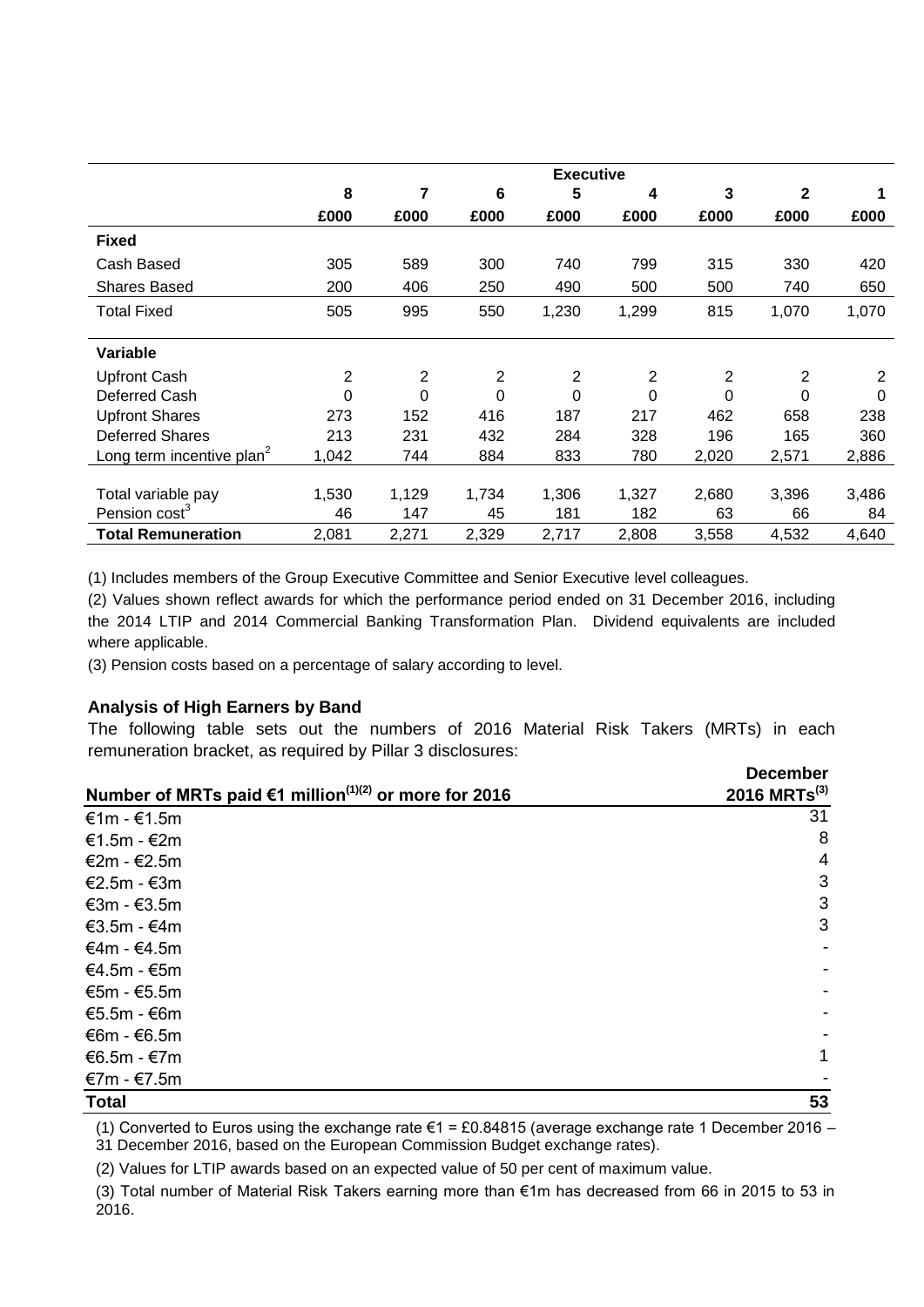| | Executive | | | | | | | |
|---|---|---|---|---|---|---|---|---|
| | 8 | 7 | 6 | 5 | 4 | 3 | 2 | 1 |
| | £000 | £000 | £000 | £000 | £000 | £000 | £000 | £000 |
| **Fixed** | | | | | | | | |
| Cash Based | 305 | 589 | 300 | 740 | 799 | 315 | 330 | 420 |
| Shares Based | 200 | 406 | 250 | 490 | 500 | 500 | 740 | 650 |
| Total Fixed | 505 | 995 | 550 | 1,230 | 1,299 | 815 | 1,070 | 1,070 |
| **Variable** | | | | | | | | |
| Upfront Cash | 2 | 2 | 2 | 2 | 2 | 2 | 2 | 2 |
| Deferred Cash | 0 | 0 | 0 | 0 | 0 | 0 | 0 | 0 |
| Upfront Shares | 273 | 152 | 416 | 187 | 217 | 462 | 658 | 238 |
| Deferred Shares | 213 | 231 | 432 | 284 | 328 | 196 | 165 | 360 |
| Long term incentive plan[2] | 1,042 | 744 | 884 | 833 | 780 | 2,020 | 2,571 | 2,886 |
| Total variable pay | 1,530 | 1,129 | 1,734 | 1,306 | 1,327 | 2,680 | 3,396 | 3,486 |
| Pension cost[3] | 46 | 147 | 45 | 181 | 182 | 63 | 66 | 84 |
| **Total Remuneration** | 2,081 | 2,271 | 2,329 | 2,717 | 2,808 | 3,558 | 4,532 | 4,640 |

(1) Includes members of the Group Executive Committee and Senior Executive level colleagues.

(2) Values shown reflect awards for which the performance period ended on 31 December 2016, including the 2014 LTIP and 2014 Commercial Banking Transformation Plan. Dividend equivalents are included where applicable.

(3) Pension costs based on a percentage of salary according to level.

### Analysis of High Earners by Band

The following table sets out the numbers of 2016 Material Risk Takers (MRTs) in each remuneration bracket, as required by Pillar 3 disclosures:

| Number of MRTs paid €1 million[(1)(2)] or more for 2016 | December 2016 MRTs[(3)] |
|---|---|
| €1m - €1.5m | 31 |
| €1.5m - €2m | 8 |
| €2m - €2.5m | 4 |
| €2.5m - €3m | 3 |
| €3m - €3.5m | 3 |
| €3.5m - €4m | 3 |
| €4m - €4.5m | - |
| €4.5m - €5m | - |
| €5m - €5.5m | - |
| €5.5m - €6m | - |
| €6m - €6.5m | - |
| €6.5m - €7m | 1 |
| €7m - €7.5m | - |
| **Total** | **53** |

(1) Converted to Euros using the exchange rate €1 = £0.84815 (average exchange rate 1 December 2016 – 31 December 2016, based on the European Commission Budget exchange rates).

(2) Values for LTIP awards based on an expected value of 50 per cent of maximum value.

(3) Total number of Material Risk Takers earning more than €1m has decreased from 66 in 2015 to 53 in 2016.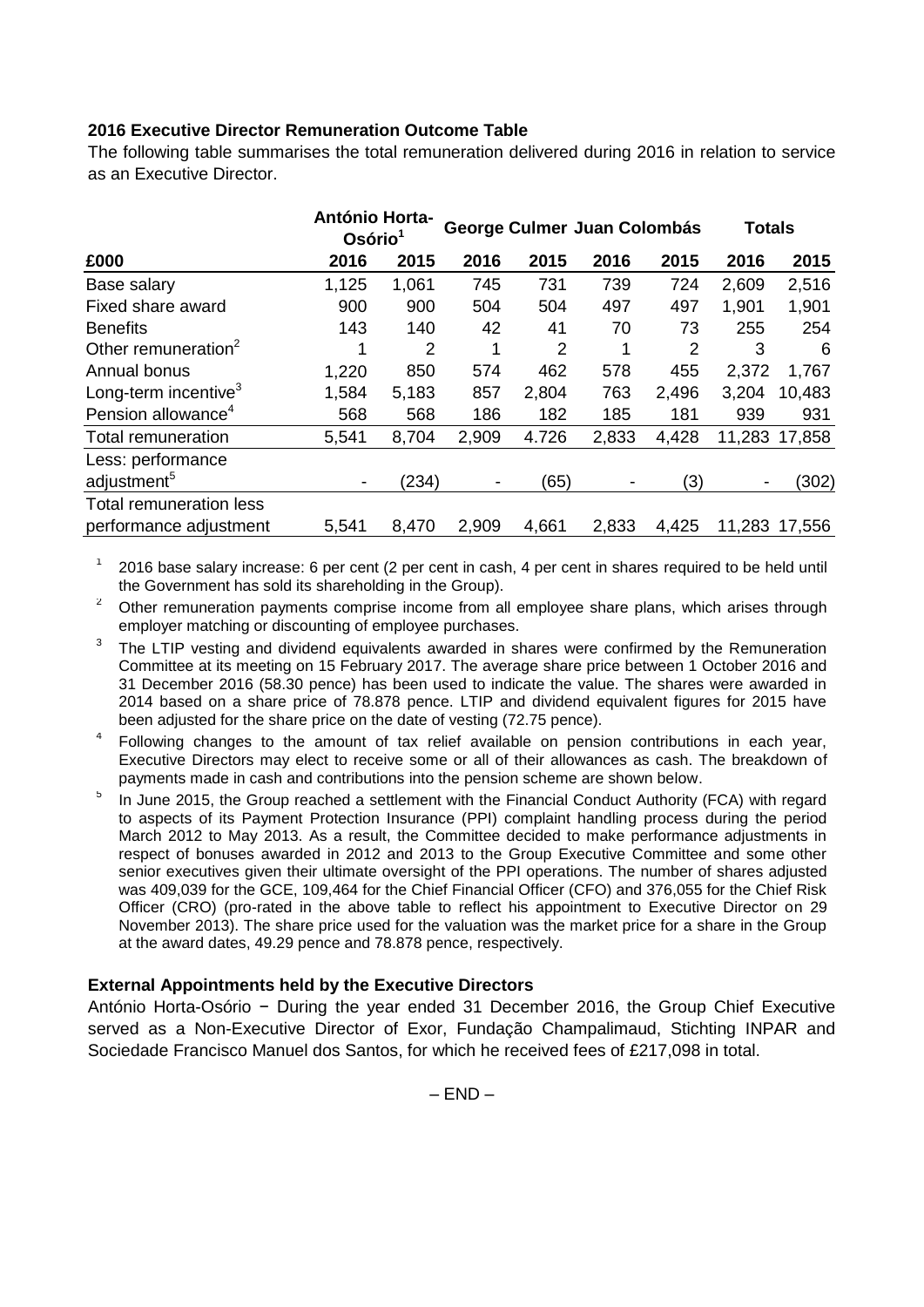**2016 Executive Director Remuneration Outcome Table**

The following table summarises the total remuneration delivered during 2016 in relation to service as an Executive Director.

| | António Horta-Osório[1] | | George Culmer | | Juan Colombás | | Totals | |
|---|---|---|---|---|---|---|---|---|
| **£000** | **2016** | **2015** | **2016** | **2015** | **2016** | **2015** | **2016** | **2015** |
| Base salary | 1,125 | 1,061 | 745 | 731 | 739 | 724 | 2,609 | 2,516 |
| Fixed share award | 900 | 900 | 504 | 504 | 497 | 497 | 1,901 | 1,901 |
| Benefits | 143 | 140 | 42 | 41 | 70 | 73 | 255 | 254 |
| Other remuneration[2] | 1 | 2 | 1 | 2 | 1 | 2 | 3 | 6 |
| Annual bonus | 1,220 | 850 | 574 | 462 | 578 | 455 | 2,372 | 1,767 |
| Long-term incentive[3] | 1,584 | 5,183 | 857 | 2,804 | 763 | 2,496 | 3,204 | 10,483 |
| Pension allowance[4] | 568 | 568 | 186 | 182 | 185 | 181 | 939 | 931 |
| Total remuneration | 5,541 | 8,704 | 2,909 | 4.726 | 2,833 | 4,428 | 11,283 | 17,858 |
| Less: performance adjustment[5] | - | (234) | - | (65) | - | (3) | - | (302) |
| Total remuneration less performance adjustment | 5,541 | 8,470 | 2,909 | 4,661 | 2,833 | 4,425 | 11,283 | 17,556 |

[1] 2016 base salary increase: 6 per cent (2 per cent in cash, 4 per cent in shares required to be held until the Government has sold its shareholding in the Group).

[2] Other remuneration payments comprise income from all employee share plans, which arises through employer matching or discounting of employee purchases.

[3] The LTIP vesting and dividend equivalents awarded in shares were confirmed by the Remuneration Committee at its meeting on 15 February 2017. The average share price between 1 October 2016 and 31 December 2016 (58.30 pence) has been used to indicate the value. The shares were awarded in 2014 based on a share price of 78.878 pence. LTIP and dividend equivalent figures for 2015 have been adjusted for the share price on the date of vesting (72.75 pence).

[4] Following changes to the amount of tax relief available on pension contributions in each year, Executive Directors may elect to receive some or all of their allowances as cash. The breakdown of payments made in cash and contributions into the pension scheme are shown below.

[5] In June 2015, the Group reached a settlement with the Financial Conduct Authority (FCA) with regard to aspects of its Payment Protection Insurance (PPI) complaint handling process during the period March 2012 to May 2013. As a result, the Committee decided to make performance adjustments in respect of bonuses awarded in 2012 and 2013 to the Group Executive Committee and some other senior executives given their ultimate oversight of the PPI operations. The number of shares adjusted was 409,039 for the GCE, 109,464 for the Chief Financial Officer (CFO) and 376,055 for the Chief Risk Officer (CRO) (pro-rated in the above table to reflect his appointment to Executive Director on 29 November 2013). The share price used for the valuation was the market price for a share in the Group at the award dates, 49.29 pence and 78.878 pence, respectively.

**External Appointments held by the Executive Directors**

António Horta-Osório − During the year ended 31 December 2016, the Group Chief Executive served as a Non-Executive Director of Exor, Fundação Champalimaud, Stichting INPAR and Sociedade Francisco Manuel dos Santos, for which he received fees of £217,098 in total.

– END –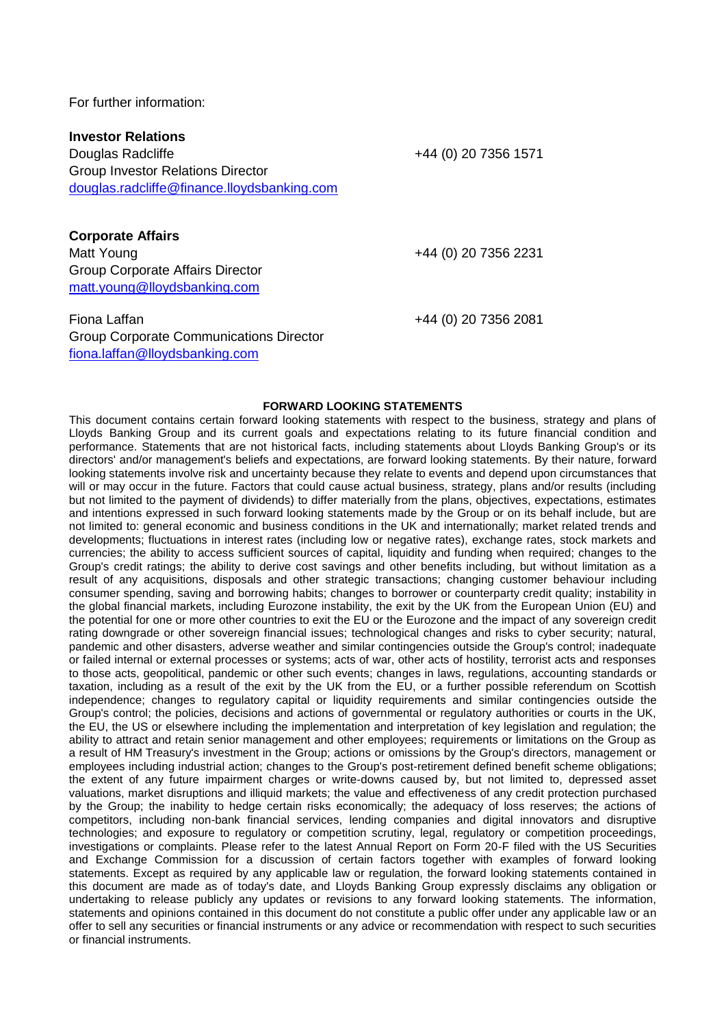For further information:

**Investor Relations**
Douglas Radcliffe +44 (0) 20 7356 1571
Group Investor Relations Director
douglas.radcliffe@finance.lloydsbanking.com

**Corporate Affairs**
Matt Young +44 (0) 20 7356 2231
Group Corporate Affairs Director
matt.young@lloydsbanking.com

Fiona Laffan +44 (0) 20 7356 2081
Group Corporate Communications Director
fiona.laffan@lloydsbanking.com

**FORWARD LOOKING STATEMENTS**

This document contains certain forward looking statements with respect to the business, strategy and plans of Lloyds Banking Group and its current goals and expectations relating to its future financial condition and performance. Statements that are not historical facts, including statements about Lloyds Banking Group's or its directors' and/or management's beliefs and expectations, are forward looking statements. By their nature, forward looking statements involve risk and uncertainty because they relate to events and depend upon circumstances that will or may occur in the future. Factors that could cause actual business, strategy, plans and/or results (including but not limited to the payment of dividends) to differ materially from the plans, objectives, expectations, estimates and intentions expressed in such forward looking statements made by the Group or on its behalf include, but are not limited to: general economic and business conditions in the UK and internationally; market related trends and developments; fluctuations in interest rates (including low or negative rates), exchange rates, stock markets and currencies; the ability to access sufficient sources of capital, liquidity and funding when required; changes to the Group's credit ratings; the ability to derive cost savings and other benefits including, but without limitation as a result of any acquisitions, disposals and other strategic transactions; changing customer behaviour including consumer spending, saving and borrowing habits; changes to borrower or counterparty credit quality; instability in the global financial markets, including Eurozone instability, the exit by the UK from the European Union (EU) and the potential for one or more other countries to exit the EU or the Eurozone and the impact of any sovereign credit rating downgrade or other sovereign financial issues; technological changes and risks to cyber security; natural, pandemic and other disasters, adverse weather and similar contingencies outside the Group's control; inadequate or failed internal or external processes or systems; acts of war, other acts of hostility, terrorist acts and responses to those acts, geopolitical, pandemic or other such events; changes in laws, regulations, accounting standards or taxation, including as a result of the exit by the UK from the EU, or a further possible referendum on Scottish independence; changes to regulatory capital or liquidity requirements and similar contingencies outside the Group's control; the policies, decisions and actions of governmental or regulatory authorities or courts in the UK, the EU, the US or elsewhere including the implementation and interpretation of key legislation and regulation; the ability to attract and retain senior management and other employees; requirements or limitations on the Group as a result of HM Treasury's investment in the Group; actions or omissions by the Group's directors, management or employees including industrial action; changes to the Group's post-retirement defined benefit scheme obligations; the extent of any future impairment charges or write-downs caused by, but not limited to, depressed asset valuations, market disruptions and illiquid markets; the value and effectiveness of any credit protection purchased by the Group; the inability to hedge certain risks economically; the adequacy of loss reserves; the actions of competitors, including non-bank financial services, lending companies and digital innovators and disruptive technologies; and exposure to regulatory or competition scrutiny, legal, regulatory or competition proceedings, investigations or complaints. Please refer to the latest Annual Report on Form 20-F filed with the US Securities and Exchange Commission for a discussion of certain factors together with examples of forward looking statements. Except as required by any applicable law or regulation, the forward looking statements contained in this document are made as of today's date, and Lloyds Banking Group expressly disclaims any obligation or undertaking to release publicly any updates or revisions to any forward looking statements. The information, statements and opinions contained in this document do not constitute a public offer under any applicable law or an offer to sell any securities or financial instruments or any advice or recommendation with respect to such securities or financial instruments.